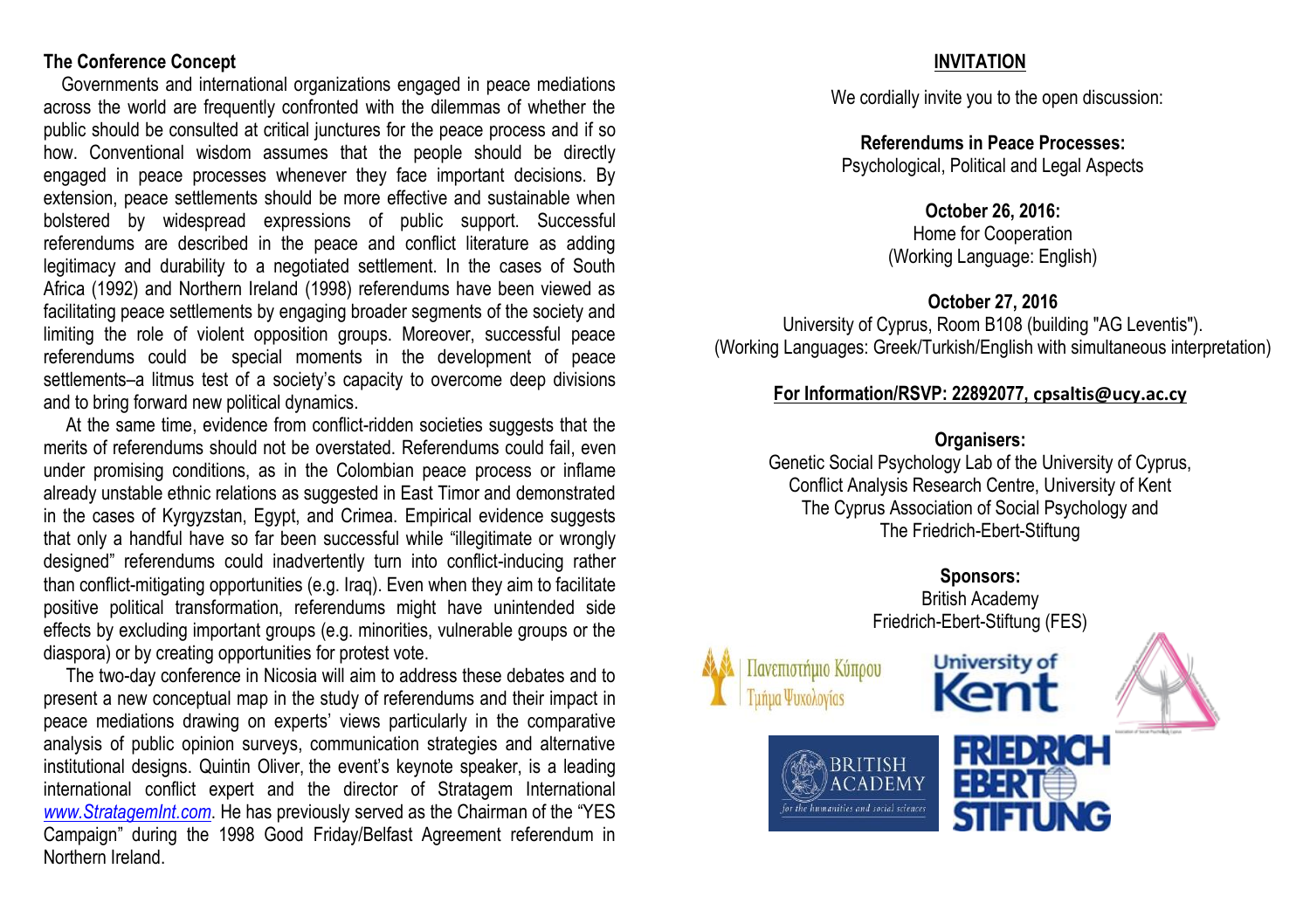## The Conference Concept

Governments and international organizations engaged in peace mediations across the world are frequently confronted with the dilemmas of whether the public should be consulted at critical junctures for the peace process and if so how. Conventional wisdom assumes that the people should be directly engaged in peace processes whenever they face important decisions. By extension, peace settlements should be more effective and sustainable when bolstered by widespread expressions of public support. Successful referendums are described in the peace and conflict literature as adding legitimacy and durability to a negotiated settlement. In the cases of South Africa (1992) and Northern Ireland (1998) referendums have been viewed as facilitating peace settlements by engaging broader segments of the society and limiting the role of violent opposition groups. Moreover, successful peace referendums could be special moments in the development of peace settlements–a litmus test of a society's capacity to overcome deep divisions and to bring forward new political dynamics.

At the same time, evidence from conflict-ridden societies suggests that the merits of referendums should not be overstated. Referendums could fail, even under promising conditions, as in the Colombian peace process or inflame already unstable ethnic relations as suggested in East Timor and demonstrated in the cases of Kyrgyzstan, Egypt, and Crimea. Empirical evidence suggests that only a handful have so far been successful while "illegitimate or wrongly designed" referendums could inadvertently turn into conflict-inducing rather than conflict-mitigating opportunities (e.g. Iraq). Even when they aim to facilitate positive political transformation, referendums might have unintended side effects by excluding important groups (e.g. minorities, vulnerable groups or the diaspora) or by creating opportunities for protest vote.

The two-day conference in Nicosia will aim to address these debates and to present a new conceptual map in the study of referendums and their impact in peace mediations drawing on experts' views particularly in the comparative analysis of public opinion surveys, communication strategies and alternative institutional designs. Quintin Oliver, the event's keynote speaker, is a leading international conflict expert and the director of Stratagem International *www.StratagemInt.com*. He has previously served as the Chairman of the "YES Campaign" during the 1998 Good Friday/Belfast Agreement referendum in Northern Ireland.

## INVITATION

We cordially invite you to the open discussion:

**Referendums in Peace Processes:**
Psychological, Political and Legal Aspects

**October 26, 2016:**
Home for Cooperation
(Working Language: English)

**October 27, 2016**
University of Cyprus, Room B108 (building "AG Leventis").
(Working Languages: Greek/Turkish/English with simultaneous interpretation)

**For Information/RSVP: 22892077, cpsaltis@ucy.ac.cy**

**Organisers:**
Genetic Social Psychology Lab of the University of Cyprus,
Conflict Analysis Research Centre, University of Kent
The Cyprus Association of Social Psychology and
The Friedrich-Ebert-Stiftung

**Sponsors:**
British Academy
Friedrich-Ebert-Stiftung (FES)

Πανεπιστήμιο Κύπρου
Τμήμα Ψυχολογίας

University of Kent

BRITISH ACADEMY
for the humanities and social sciences

FRIEDRICH EBERT STIFTUNG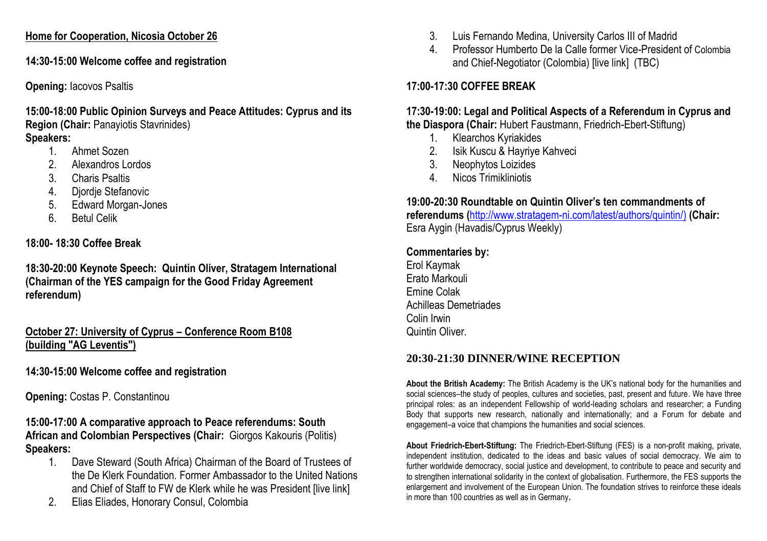**Home for Cooperation, Nicosia October 26**

**14:30-15:00 Welcome coffee and registration**

**Opening:** Iacovos Psaltis

**15:00-18:00 Public Opinion Surveys and Peace Attitudes: Cyprus and its Region (Chair:** Panayiotis Stavrinides)

**Speakers:**

1. Ahmet Sozen
2. Alexandros Lordos
3. Charis Psaltis
4. Djordje Stefanovic
5. Edward Morgan-Jones
6. Betul Celik

**18:00- 18:30 Coffee Break**

**18:30-20:00 Keynote Speech: Quintin Oliver, Stratagem International (Chairman of the YES campaign for the Good Friday Agreement referendum)**

**October 27: University of Cyprus – Conference Room B108 (building "AG Leventis")**

**14:30-15:00 Welcome coffee and registration**

**Opening:** Costas P. Constantinou

**15:00-17:00 A comparative approach to Peace referendums: South African and Colombian Perspectives (Chair:** Giorgos Kakouris (Politis)

**Speakers:**

1. Dave Steward (South Africa) Chairman of the Board of Trustees of the De Klerk Foundation. Former Ambassador to the United Nations and Chief of Staff to FW de Klerk while he was President [live link]
2. Elias Eliades, Honorary Consul, Colombia
3. Luis Fernando Medina, University Carlos III of Madrid
4. Professor Humberto De la Calle former Vice-President of Colombia and Chief-Negotiator (Colombia) [live link] (TBC)

**17:00-17:30 COFFEE BREAK**

**17:30-19:00: Legal and Political Aspects of a Referendum in Cyprus and the Diaspora (Chair:** Hubert Faustmann, Friedrich-Ebert-Stiftung)

1. Klearchos Kyriakides
2. Isik Kuscu & Hayriye Kahveci
3. Neophytos Loizides
4. Nicos Trimikliniotis

**19:00-20:30 Roundtable on Quintin Oliver's ten commandments of referendums (**http://www.stratagem-ni.com/latest/authors/quintin/) **(Chair:** Esra Aygin (Havadis/Cyprus Weekly)

**Commentaries by:**

Erol Kaymak
Erato Markouli
Emine Colak
Achilleas Demetriades
Colin Irwin
Quintin Oliver.

## 20:30-21:30 DINNER/WINE RECEPTION

**About the British Academy:** The British Academy is the UK's national body for the humanities and social sciences–the study of peoples, cultures and societies, past, present and future. We have three principal roles: as an independent Fellowship of world-leading scholars and researcher; a Funding Body that supports new research, nationally and internationally; and a Forum for debate and engagement–a voice that champions the humanities and social sciences.

**About Friedrich-Ebert-Stiftung:** The Friedrich-Ebert-Stiftung (FES) is a non-profit making, private, independent institution, dedicated to the ideas and basic values of social democracy. We aim to further worldwide democracy, social justice and development, to contribute to peace and security and to strengthen international solidarity in the context of globalisation. Furthermore, the FES supports the enlargement and involvement of the European Union. The foundation strives to reinforce these ideals in more than 100 countries as well as in Germany.